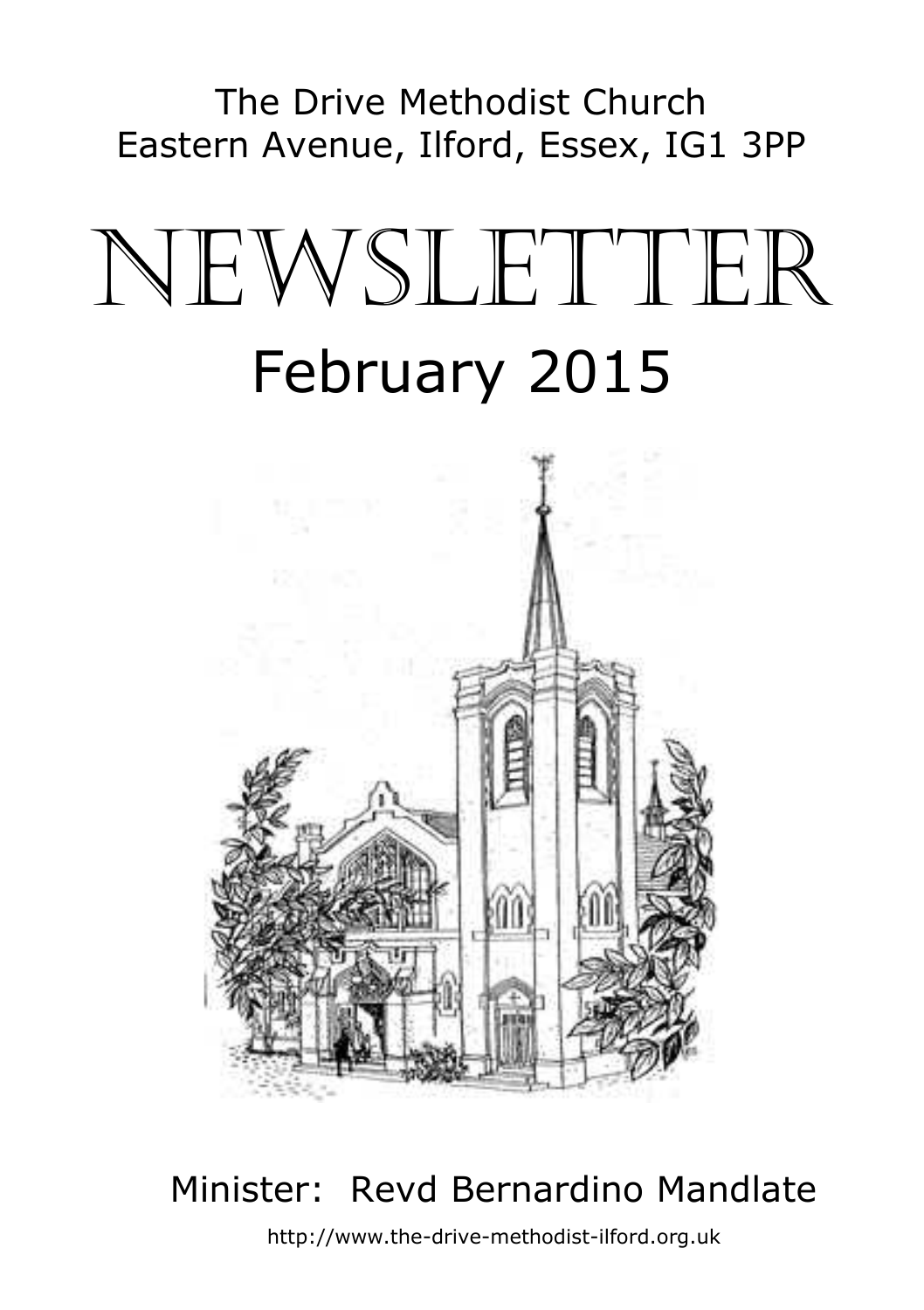The Drive Methodist Church
Eastern Avenue, Ilford, Essex, IG1 3PP

# NEWSLETTER

## February 2015

Minister: Revd Bernardino Mandlate

http://www.the-drive-methodist-ilford.org.uk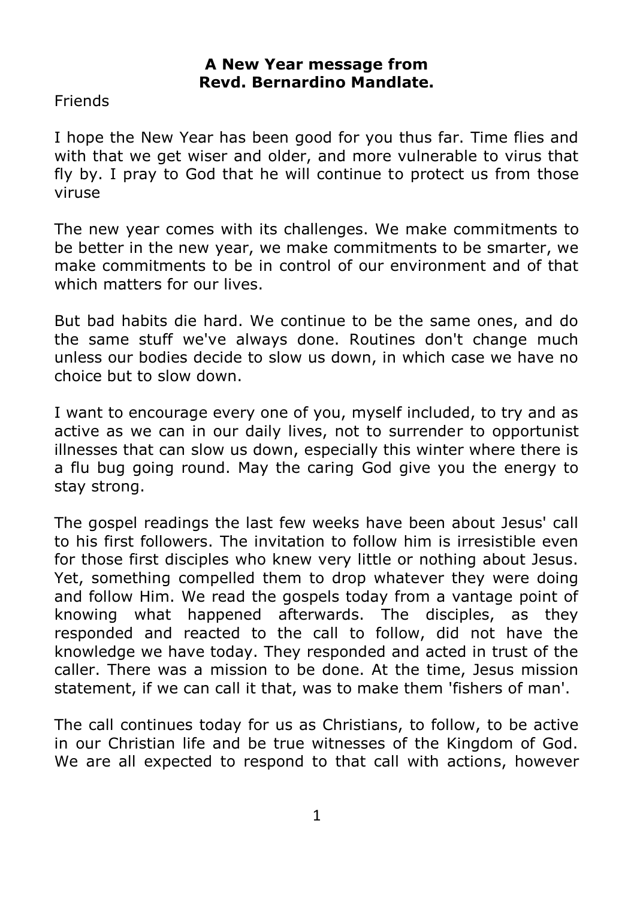**A New Year message from**
**Revd. Bernardino Mandlate.**

Friends

I hope the New Year has been good for you thus far. Time flies and with that we get wiser and older, and more vulnerable to virus that fly by. I pray to God that he will continue to protect us from those viruse

The new year comes with its challenges. We make commitments to be better in the new year, we make commitments to be smarter, we make commitments to be in control of our environment and of that which matters for our lives.

But bad habits die hard. We continue to be the same ones, and do the same stuff we've always done. Routines don't change much unless our bodies decide to slow us down, in which case we have no choice but to slow down.

I want to encourage every one of you, myself included, to try and as active as we can in our daily lives, not to surrender to opportunist illnesses that can slow us down, especially this winter where there is a flu bug going round. May the caring God give you the energy to stay strong.

The gospel readings the last few weeks have been about Jesus' call to his first followers. The invitation to follow him is irresistible even for those first disciples who knew very little or nothing about Jesus. Yet, something compelled them to drop whatever they were doing and follow Him. We read the gospels today from a vantage point of knowing what happened afterwards. The disciples, as they responded and reacted to the call to follow, did not have the knowledge we have today. They responded and acted in trust of the caller. There was a mission to be done. At the time, Jesus mission statement, if we can call it that, was to make them 'fishers of man'.

The call continues today for us as Christians, to follow, to be active in our Christian life and be true witnesses of the Kingdom of God. We are all expected to respond to that call with actions, however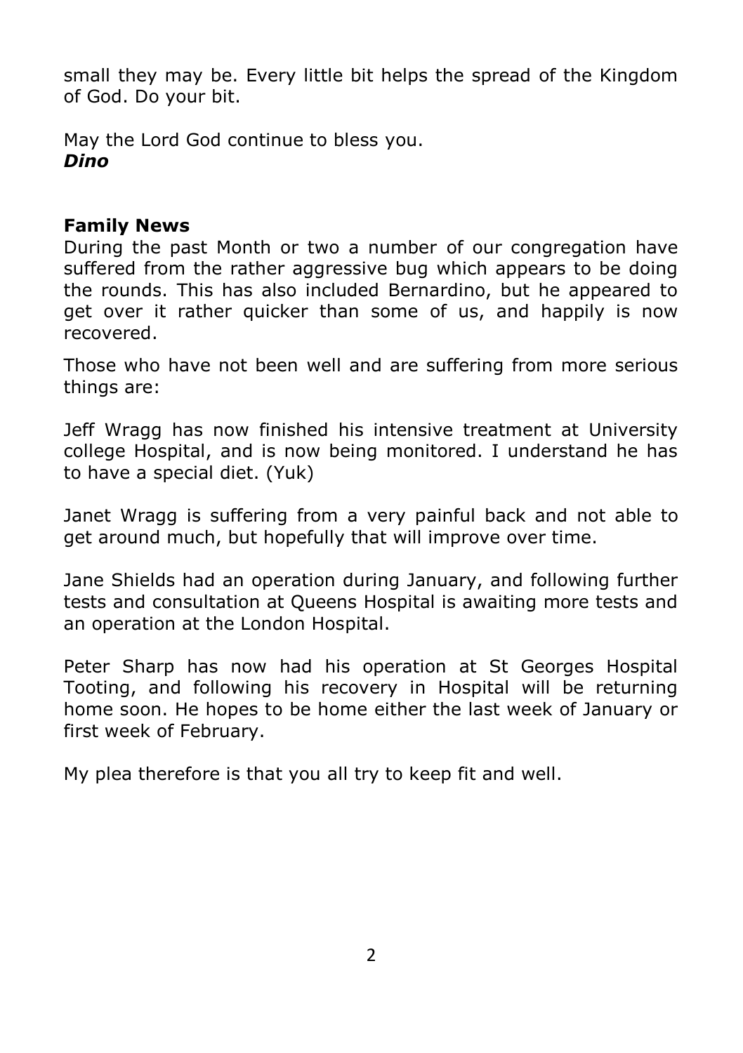small they may be. Every little bit helps the spread of the Kingdom of God. Do your bit.

May the Lord God continue to bless you.
***Dino***

**Family News**
During the past Month or two a number of our congregation have suffered from the rather aggressive bug which appears to be doing the rounds. This has also included Bernardino, but he appeared to get over it rather quicker than some of us, and happily is now recovered.

Those who have not been well and are suffering from more serious things are:

Jeff Wragg has now finished his intensive treatment at University college Hospital, and is now being monitored. I understand he has to have a special diet. (Yuk)

Janet Wragg is suffering from a very painful back and not able to get around much, but hopefully that will improve over time.

Jane Shields had an operation during January, and following further tests and consultation at Queens Hospital is awaiting more tests and an operation at the London Hospital.

Peter Sharp has now had his operation at St Georges Hospital Tooting, and following his recovery in Hospital will be returning home soon. He hopes to be home either the last week of January or first week of February.

My plea therefore is that you all try to keep fit and well.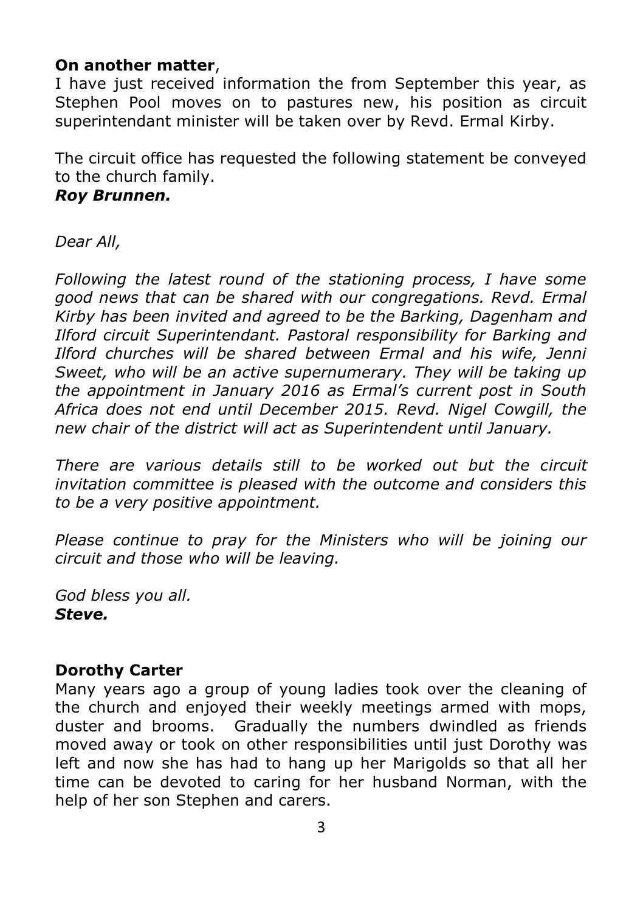**On another matter**,
I have just received information the from September this year, as Stephen Pool moves on to pastures new, his position as circuit superintendant minister will be taken over by Revd. Ermal Kirby.

The circuit office has requested the following statement be conveyed to the church family.
***Roy Brunnen.***

*Dear All,*

*Following the latest round of the stationing process, I have some good news that can be shared with our congregations. Revd. Ermal Kirby has been invited and agreed to be the Barking, Dagenham and Ilford circuit Superintendant. Pastoral responsibility for Barking and Ilford churches will be shared between Ermal and his wife, Jenni Sweet, who will be an active supernumerary. They will be taking up the appointment in January 2016 as Ermal's current post in South Africa does not end until December 2015. Revd. Nigel Cowgill, the new chair of the district will act as Superintendent until January.*

*There are various details still to be worked out but the circuit invitation committee is pleased with the outcome and considers this to be a very positive appointment.*

*Please continue to pray for the Ministers who will be joining our circuit and those who will be leaving.*

*God bless you all.*
***Steve.***

**Dorothy Carter**

Many years ago a group of young ladies took over the cleaning of the church and enjoyed their weekly meetings armed with mops, duster and brooms. Gradually the numbers dwindled as friends moved away or took on other responsibilities until just Dorothy was left and now she has had to hang up her Marigolds so that all her time can be devoted to caring for her husband Norman, with the help of her son Stephen and carers.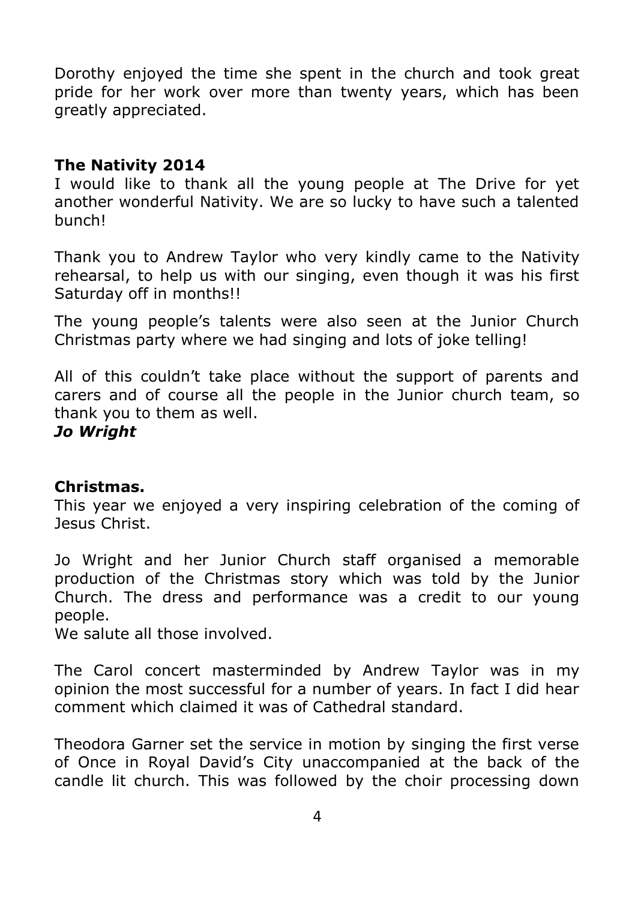Dorothy enjoyed the time she spent in the church and took great pride for her work over more than twenty years, which has been greatly appreciated.

## The Nativity 2014

I would like to thank all the young people at The Drive for yet another wonderful Nativity. We are so lucky to have such a talented bunch!

Thank you to Andrew Taylor who very kindly came to the Nativity rehearsal, to help us with our singing, even though it was his first Saturday off in months!!

The young people's talents were also seen at the Junior Church Christmas party where we had singing and lots of joke telling!

All of this couldn't take place without the support of parents and carers and of course all the people in the Junior church team, so thank you to them as well.

***Jo Wright***

## Christmas.

This year we enjoyed a very inspiring celebration of the coming of Jesus Christ.

Jo Wright and her Junior Church staff organised a memorable production of the Christmas story which was told by the Junior Church. The dress and performance was a credit to our young people.
We salute all those involved.

The Carol concert masterminded by Andrew Taylor was in my opinion the most successful for a number of years. In fact I did hear comment which claimed it was of Cathedral standard.

Theodora Garner set the service in motion by singing the first verse of Once in Royal David's City unaccompanied at the back of the candle lit church. This was followed by the choir processing down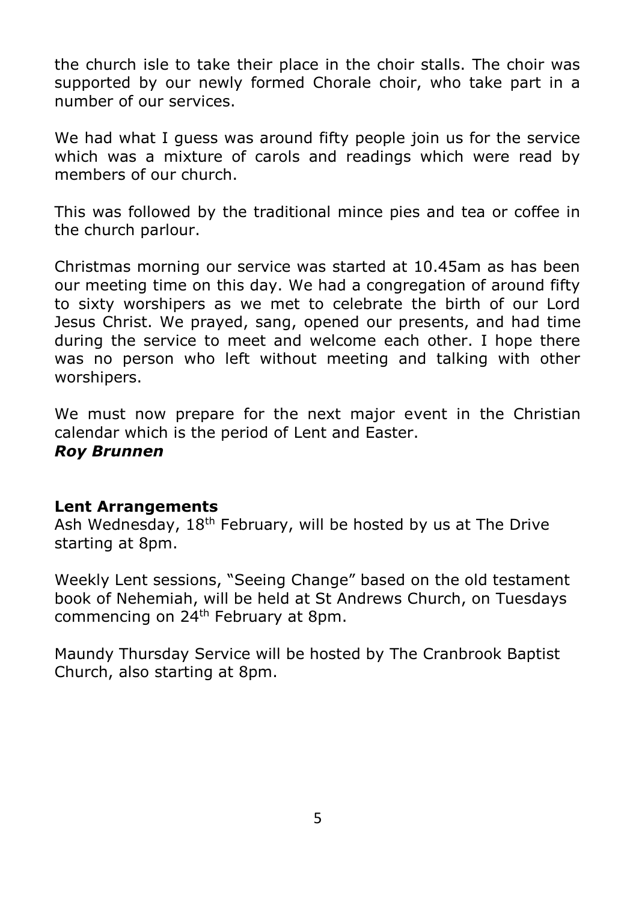the church isle to take their place in the choir stalls. The choir was supported by our newly formed Chorale choir, who take part in a number of our services.

We had what I guess was around fifty people join us for the service which was a mixture of carols and readings which were read by members of our church.

This was followed by the traditional mince pies and tea or coffee in the church parlour.

Christmas morning our service was started at 10.45am as has been our meeting time on this day. We had a congregation of around fifty to sixty worshipers as we met to celebrate the birth of our Lord Jesus Christ. We prayed, sang, opened our presents, and had time during the service to meet and welcome each other. I hope there was no person who left without meeting and talking with other worshipers.

We must now prepare for the next major event in the Christian calendar which is the period of Lent and Easter.

***Roy Brunnen***

**Lent Arrangements**

Ash Wednesday, 18th February, will be hosted by us at The Drive starting at 8pm.

Weekly Lent sessions, "Seeing Change" based on the old testament book of Nehemiah, will be held at St Andrews Church, on Tuesdays commencing on 24th February at 8pm.

Maundy Thursday Service will be hosted by The Cranbrook Baptist Church, also starting at 8pm.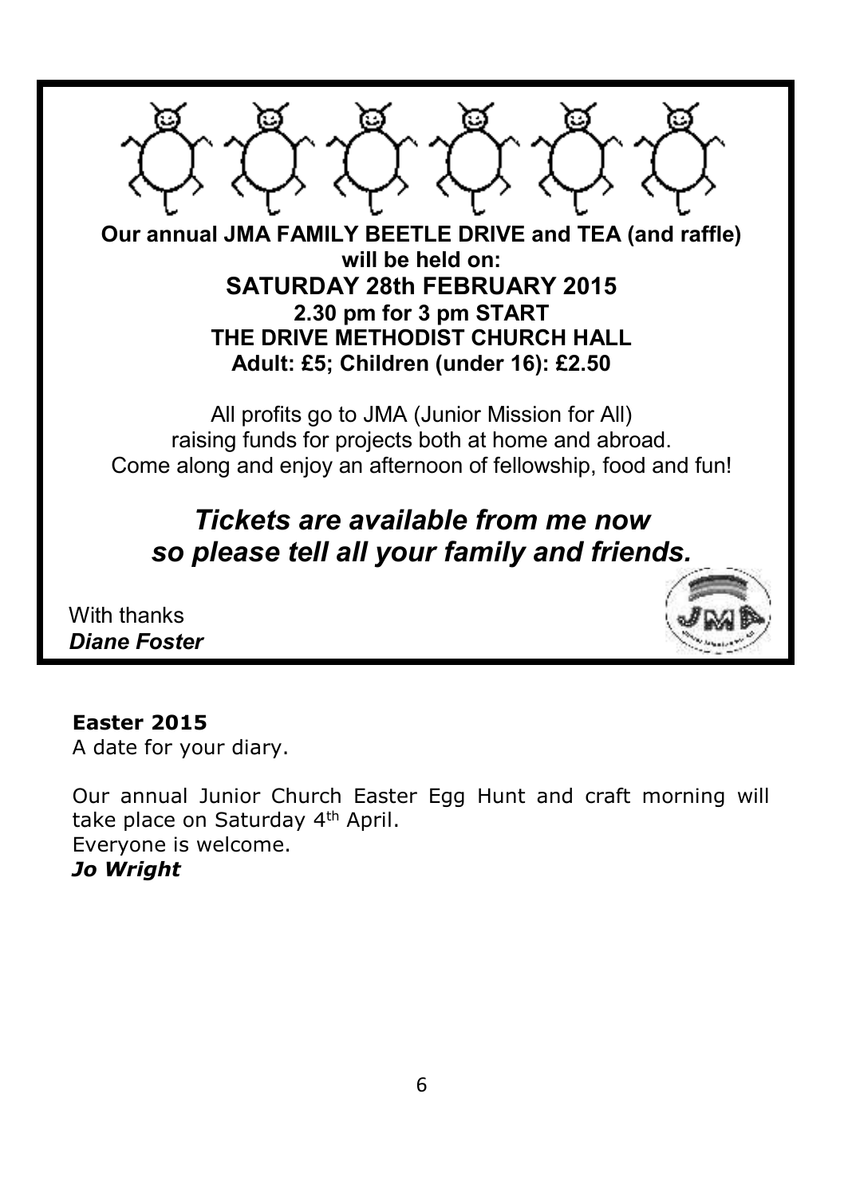**Our annual JMA FAMILY BEETLE DRIVE and TEA (and raffle) will be held on:**

**SATURDAY 28th FEBRUARY 2015**

**2.30 pm for 3 pm START**

**THE DRIVE METHODIST CHURCH HALL**

**Adult: £5; Children (under 16): £2.50**

All profits go to JMA (Junior Mission for All) raising funds for projects both at home and abroad. Come along and enjoy an afternoon of fellowship, food and fun!

***Tickets are available from me now so please tell all your family and friends.***

With thanks
***Diane Foster***

**Easter 2015**

A date for your diary.

Our annual Junior Church Easter Egg Hunt and craft morning will take place on Saturday 4th April.

Everyone is welcome.

***Jo Wright***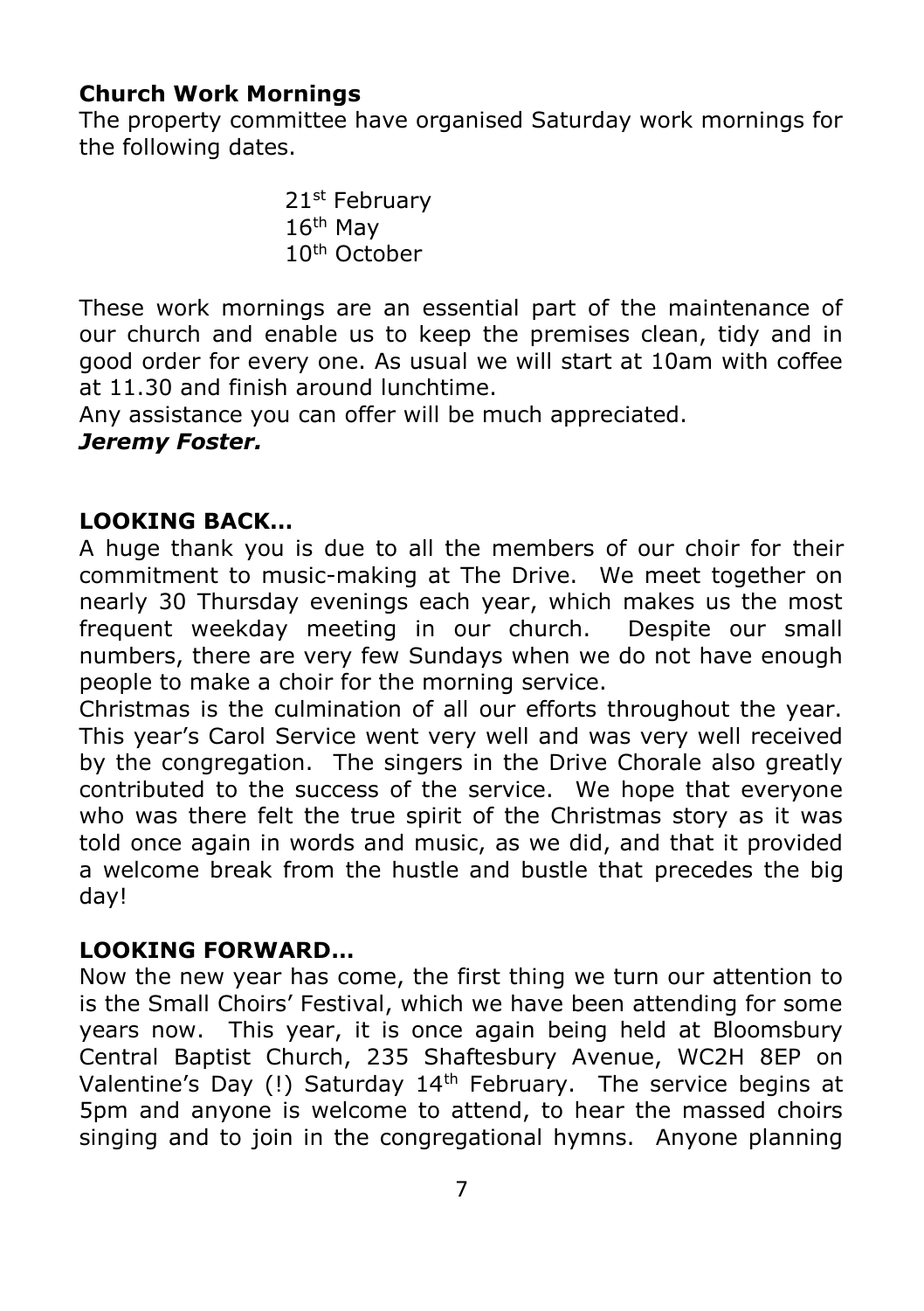## Church Work Mornings

The property committee have organised Saturday work mornings for the following dates.

21st February
16th May
10th October

These work mornings are an essential part of the maintenance of our church and enable us to keep the premises clean, tidy and in good order for every one. As usual we will start at 10am with coffee at 11.30 and finish around lunchtime.

Any assistance you can offer will be much appreciated.

***Jeremy Foster.***

## LOOKING BACK…

A huge thank you is due to all the members of our choir for their commitment to music-making at The Drive. We meet together on nearly 30 Thursday evenings each year, which makes us the most frequent weekday meeting in our church. Despite our small numbers, there are very few Sundays when we do not have enough people to make a choir for the morning service.

Christmas is the culmination of all our efforts throughout the year. This year's Carol Service went very well and was very well received by the congregation. The singers in the Drive Chorale also greatly contributed to the success of the service. We hope that everyone who was there felt the true spirit of the Christmas story as it was told once again in words and music, as we did, and that it provided a welcome break from the hustle and bustle that precedes the big day!

## LOOKING FORWARD…

Now the new year has come, the first thing we turn our attention to is the Small Choirs' Festival, which we have been attending for some years now. This year, it is once again being held at Bloomsbury Central Baptist Church, 235 Shaftesbury Avenue, WC2H 8EP on Valentine's Day (!) Saturday 14th February. The service begins at 5pm and anyone is welcome to attend, to hear the massed choirs singing and to join in the congregational hymns. Anyone planning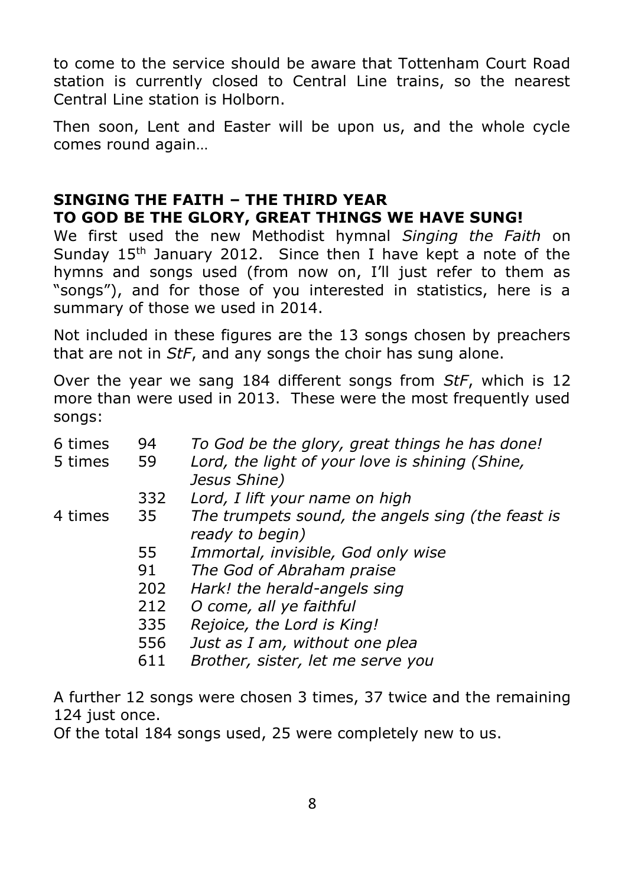to come to the service should be aware that Tottenham Court Road station is currently closed to Central Line trains, so the nearest Central Line station is Holborn.

Then soon, Lent and Easter will be upon us, and the whole cycle comes round again…

## SINGING THE FAITH – THE THIRD YEAR
## TO GOD BE THE GLORY, GREAT THINGS WE HAVE SUNG!

We first used the new Methodist hymnal *Singing the Faith* on Sunday 15th January 2012. Since then I have kept a note of the hymns and songs used (from now on, I'll just refer to them as "songs"), and for those of you interested in statistics, here is a summary of those we used in 2014.

Not included in these figures are the 13 songs chosen by preachers that are not in *StF*, and any songs the choir has sung alone.

Over the year we sang 184 different songs from *StF*, which is 12 more than were used in 2013. These were the most frequently used songs:

| | | |
|---|---|---|
| 6 times | 94 | *To God be the glory, great things he has done!* |
| 5 times | 59 | *Lord, the light of your love is shining (Shine, Jesus Shine)* |
| | 332 | *Lord, I lift your name on high* |
| 4 times | 35 | *The trumpets sound, the angels sing (the feast is ready to begin)* |
| | 55 | *Immortal, invisible, God only wise* |
| | 91 | *The God of Abraham praise* |
| | 202 | *Hark! the herald-angels sing* |
| | 212 | *O come, all ye faithful* |
| | 335 | *Rejoice, the Lord is King!* |
| | 556 | *Just as I am, without one plea* |
| | 611 | *Brother, sister, let me serve you* |

A further 12 songs were chosen 3 times, 37 twice and the remaining 124 just once.
Of the total 184 songs used, 25 were completely new to us.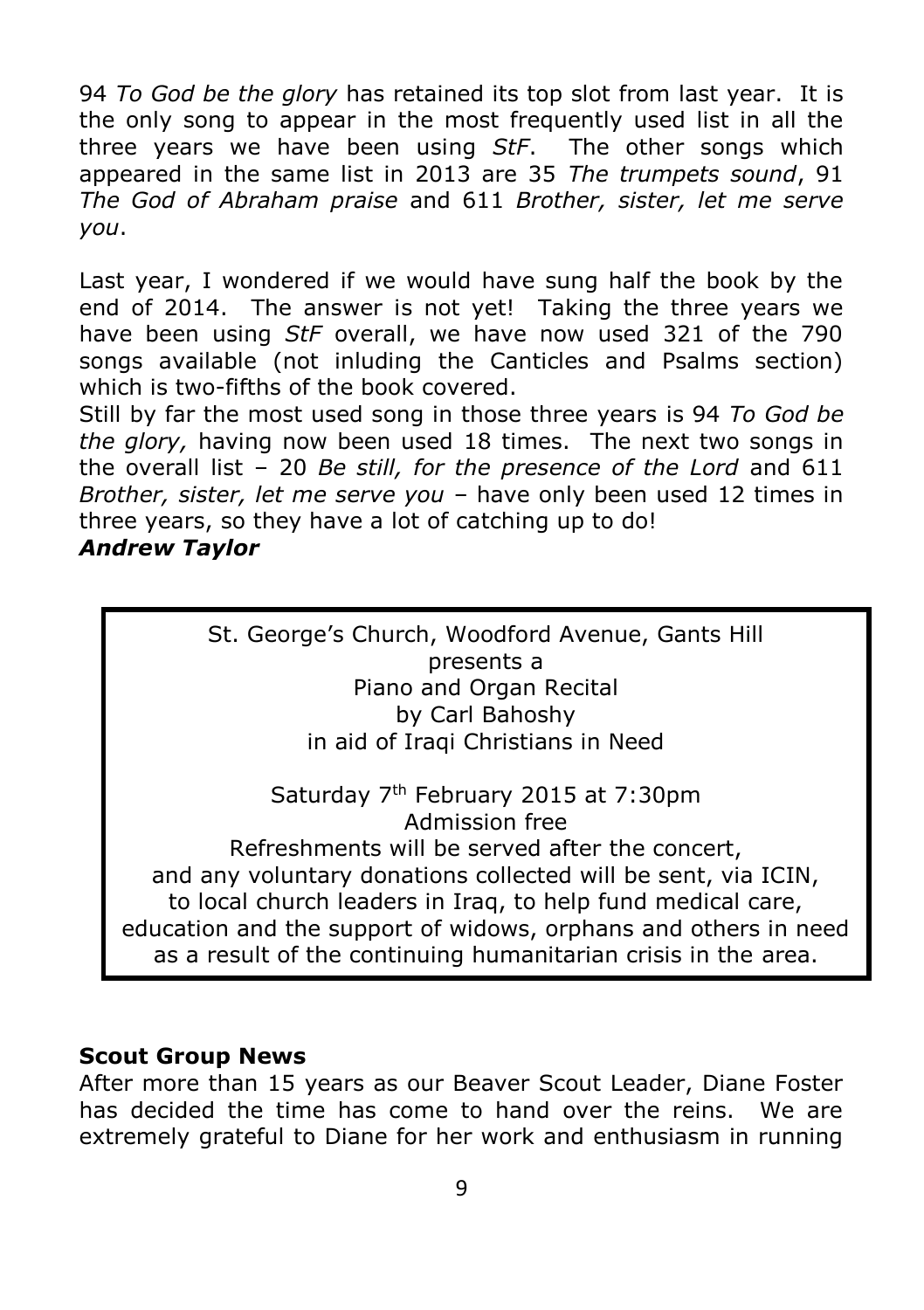94 *To God be the glory* has retained its top slot from last year. It is the only song to appear in the most frequently used list in all the three years we have been using *StF*. The other songs which appeared in the same list in 2013 are 35 *The trumpets sound*, 91 *The God of Abraham praise* and 611 *Brother, sister, let me serve you*.

Last year, I wondered if we would have sung half the book by the end of 2014. The answer is not yet! Taking the three years we have been using *StF* overall, we have now used 321 of the 790 songs available (not inluding the Canticles and Psalms section) which is two-fifths of the book covered.

Still by far the most used song in those three years is 94 *To God be the glory,* having now been used 18 times. The next two songs in the overall list – 20 *Be still, for the presence of the Lord* and 611 *Brother, sister, let me serve you* – have only been used 12 times in three years, so they have a lot of catching up to do!

***Andrew Taylor***

St. George's Church, Woodford Avenue, Gants Hill
presents a
Piano and Organ Recital
by Carl Bahoshy
in aid of Iraqi Christians in Need

Saturday 7th February 2015 at 7:30pm
Admission free
Refreshments will be served after the concert,
and any voluntary donations collected will be sent, via ICIN,
to local church leaders in Iraq, to help fund medical care,
education and the support of widows, orphans and others in need
as a result of the continuing humanitarian crisis in the area.

**Scout Group News**

After more than 15 years as our Beaver Scout Leader, Diane Foster has decided the time has come to hand over the reins. We are extremely grateful to Diane for her work and enthusiasm in running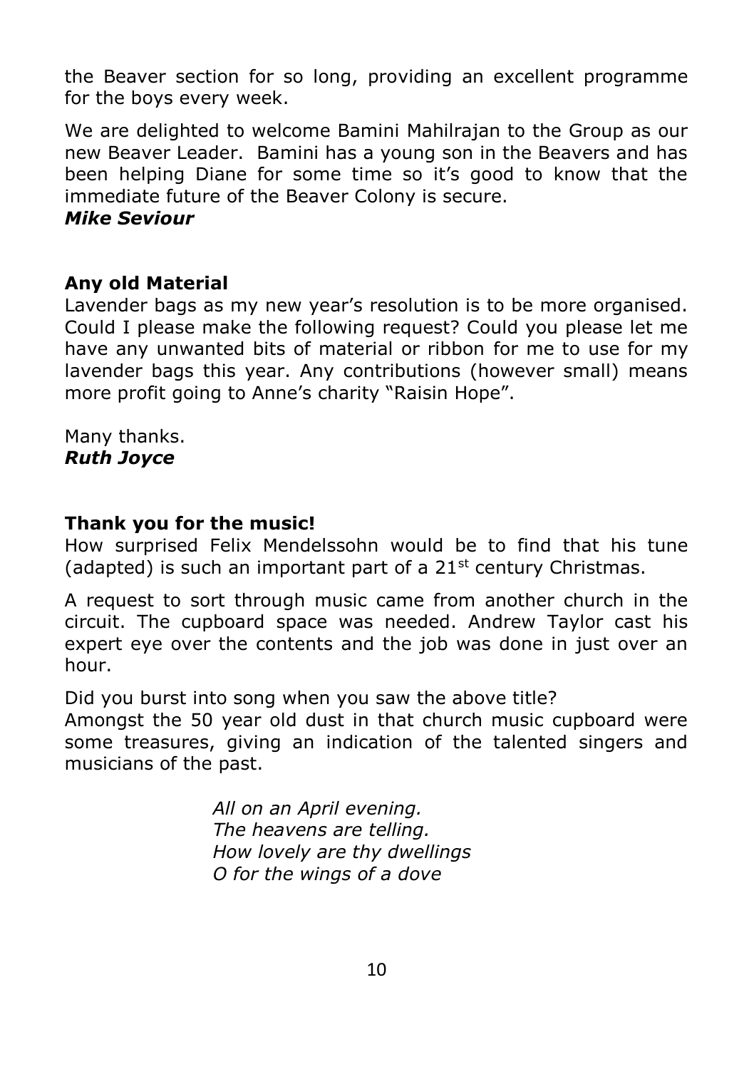the Beaver section for so long, providing an excellent programme for the boys every week.

We are delighted to welcome Bamini Mahilrajan to the Group as our new Beaver Leader. Bamini has a young son in the Beavers and has been helping Diane for some time so it's good to know that the immediate future of the Beaver Colony is secure.

***Mike Seviour***

## Any old Material

Lavender bags as my new year's resolution is to be more organised. Could I please make the following request? Could you please let me have any unwanted bits of material or ribbon for me to use for my lavender bags this year. Any contributions (however small) means more profit going to Anne's charity "Raisin Hope".

Many thanks.

***Ruth Joyce***

## Thank you for the music!

How surprised Felix Mendelssohn would be to find that his tune (adapted) is such an important part of a 21st century Christmas.

A request to sort through music came from another church in the circuit. The cupboard space was needed. Andrew Taylor cast his expert eye over the contents and the job was done in just over an hour.

Did you burst into song when you saw the above title?
Amongst the 50 year old dust in that church music cupboard were some treasures, giving an indication of the talented singers and musicians of the past.

*All on an April evening.*
*The heavens are telling.*
*How lovely are thy dwellings*
*O for the wings of a dove*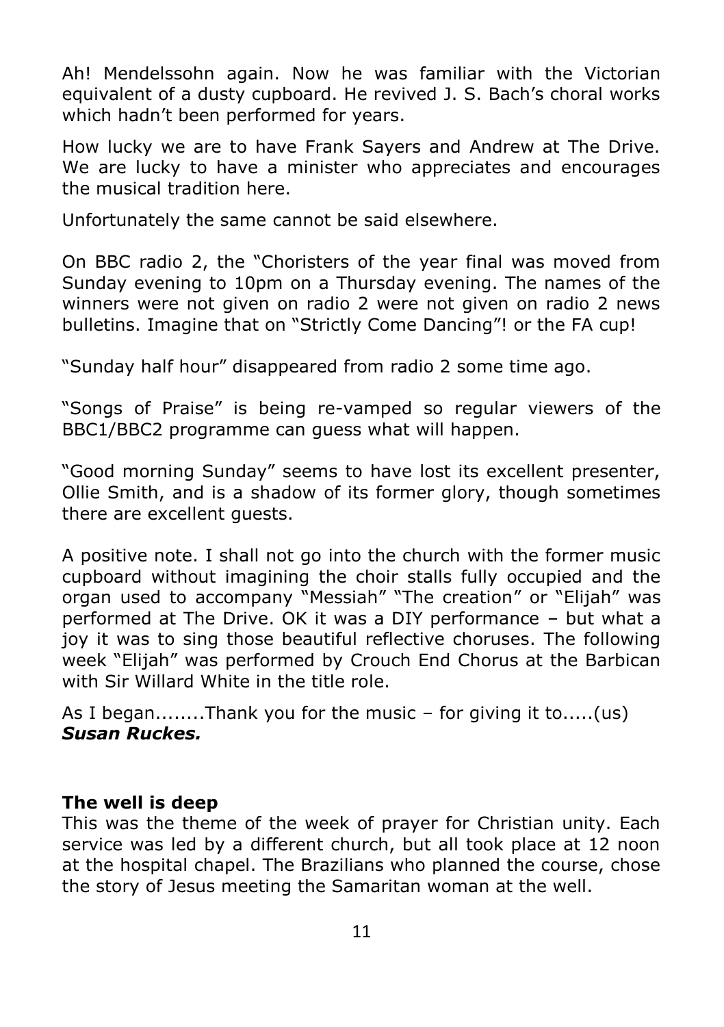Ah! Mendelssohn again. Now he was familiar with the Victorian equivalent of a dusty cupboard. He revived J. S. Bach's choral works which hadn't been performed for years.

How lucky we are to have Frank Sayers and Andrew at The Drive. We are lucky to have a minister who appreciates and encourages the musical tradition here.

Unfortunately the same cannot be said elsewhere.

On BBC radio 2, the "Choristers of the year final was moved from Sunday evening to 10pm on a Thursday evening. The names of the winners were not given on radio 2 were not given on radio 2 news bulletins. Imagine that on "Strictly Come Dancing"! or the FA cup!

"Sunday half hour" disappeared from radio 2 some time ago.

"Songs of Praise" is being re-vamped so regular viewers of the BBC1/BBC2 programme can guess what will happen.

"Good morning Sunday" seems to have lost its excellent presenter, Ollie Smith, and is a shadow of its former glory, though sometimes there are excellent guests.

A positive note. I shall not go into the church with the former music cupboard without imagining the choir stalls fully occupied and the organ used to accompany "Messiah" "The creation" or "Elijah" was performed at The Drive. OK it was a DIY performance – but what a joy it was to sing those beautiful reflective choruses. The following week "Elijah" was performed by Crouch End Chorus at the Barbican with Sir Willard White in the title role.

As I began........Thank you for the music – for giving it to.....(us)
***Susan Ruckes.***

**The well is deep**
This was the theme of the week of prayer for Christian unity. Each service was led by a different church, but all took place at 12 noon at the hospital chapel. The Brazilians who planned the course, chose the story of Jesus meeting the Samaritan woman at the well.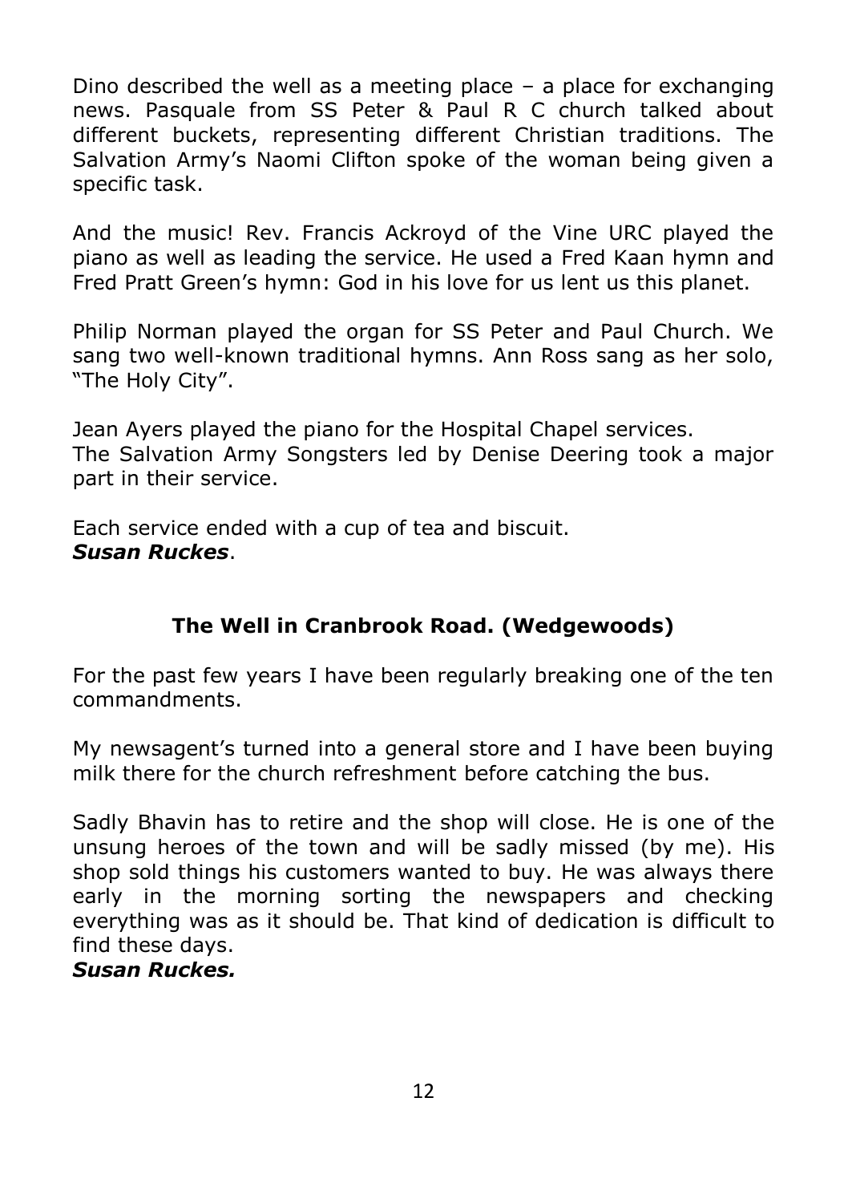Dino described the well as a meeting place – a place for exchanging news. Pasquale from SS Peter & Paul R C church talked about different buckets, representing different Christian traditions. The Salvation Army's Naomi Clifton spoke of the woman being given a specific task.

And the music! Rev. Francis Ackroyd of the Vine URC played the piano as well as leading the service. He used a Fred Kaan hymn and Fred Pratt Green's hymn: God in his love for us lent us this planet.

Philip Norman played the organ for SS Peter and Paul Church. We sang two well-known traditional hymns. Ann Ross sang as her solo, "The Holy City".

Jean Ayers played the piano for the Hospital Chapel services.
The Salvation Army Songsters led by Denise Deering took a major part in their service.

Each service ended with a cup of tea and biscuit.
***Susan Ruckes***.

## The Well in Cranbrook Road. (Wedgewoods)

For the past few years I have been regularly breaking one of the ten commandments.

My newsagent's turned into a general store and I have been buying milk there for the church refreshment before catching the bus.

Sadly Bhavin has to retire and the shop will close. He is one of the unsung heroes of the town and will be sadly missed (by me). His shop sold things his customers wanted to buy. He was always there early in the morning sorting the newspapers and checking everything was as it should be. That kind of dedication is difficult to find these days.
***Susan Ruckes.***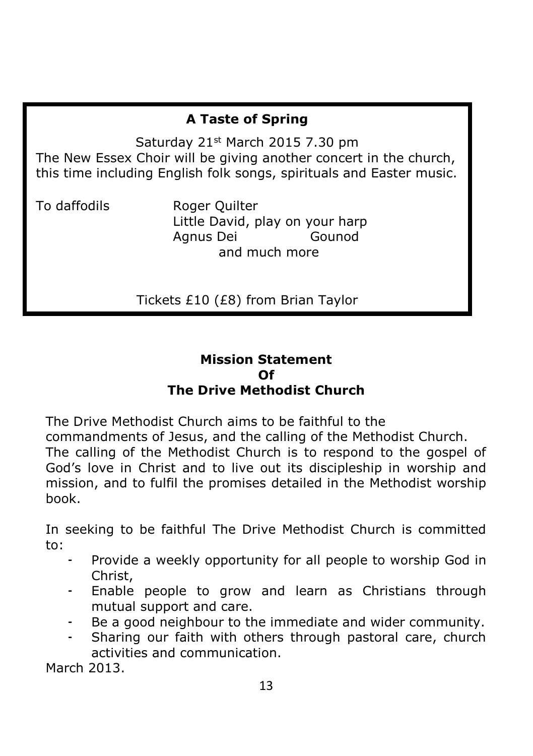**A Taste of Spring**

Saturday 21st March 2015 7.30 pm

The New Essex Choir will be giving another concert in the church, this time including English folk songs, spirituals and Easter music.

To daffodils Roger Quilter

Little David, play on your harp

Agnus Dei Gounod

and much more

Tickets £10 (£8) from Brian Taylor

**Mission Statement**
**Of**
**The Drive Methodist Church**

The Drive Methodist Church aims to be faithful to the commandments of Jesus, and the calling of the Methodist Church. The calling of the Methodist Church is to respond to the gospel of God's love in Christ and to live out its discipleship in worship and mission, and to fulfil the promises detailed in the Methodist worship book.

In seeking to be faithful The Drive Methodist Church is committed to:

- Provide a weekly opportunity for all people to worship God in Christ,
- Enable people to grow and learn as Christians through mutual support and care.
- Be a good neighbour to the immediate and wider community.
- Sharing our faith with others through pastoral care, church activities and communication.

March 2013.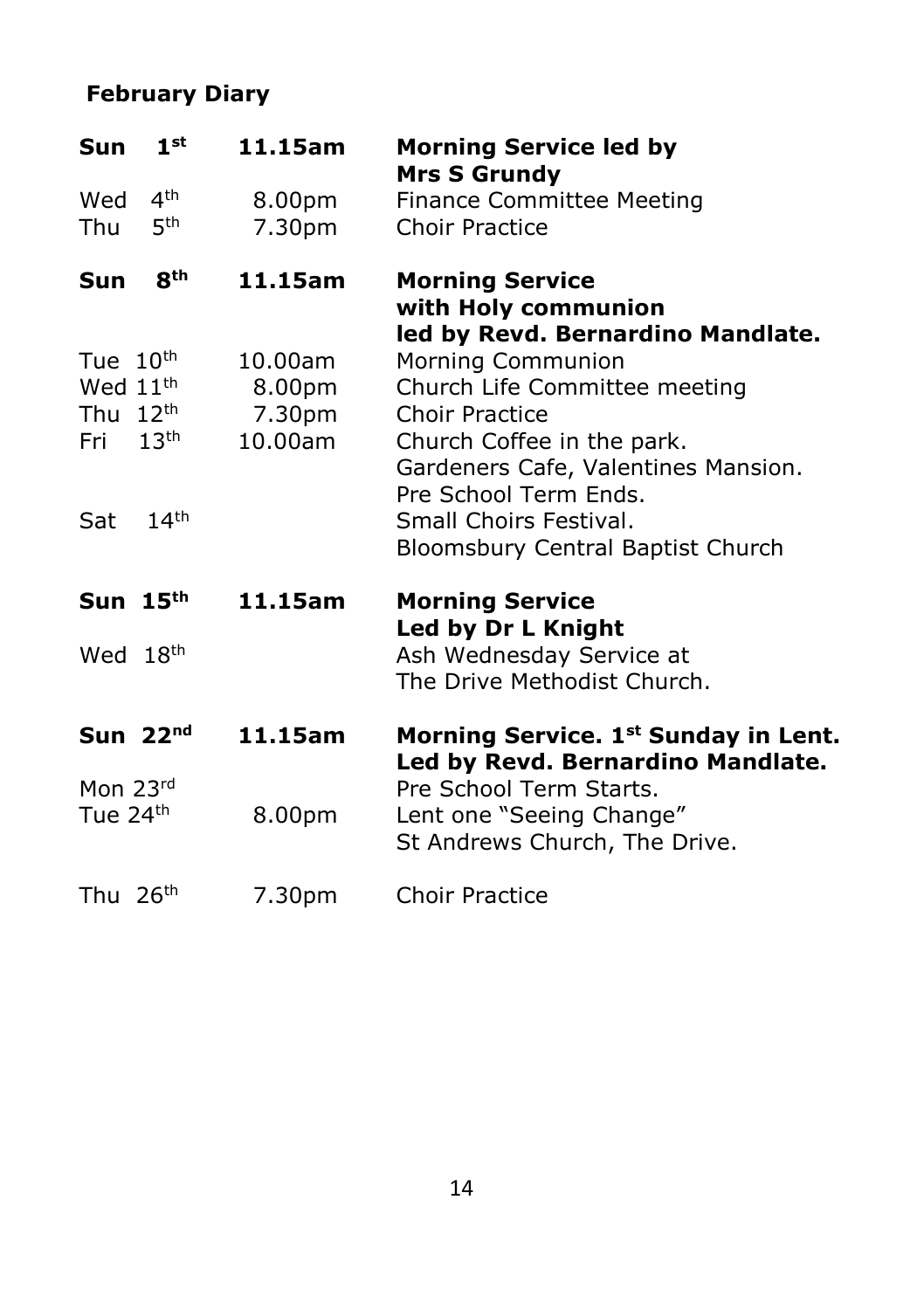## February Diary

| | | |
|---|---|---|
| **Sun 1st** | **11.15am** | **Morning Service led by Mrs S Grundy** |
| Wed 4th | 8.00pm | Finance Committee Meeting |
| Thu 5th | 7.30pm | Choir Practice |
| **Sun 8th** | **11.15am** | **Morning Service with Holy communion led by Revd. Bernardino Mandlate.** |
| Tue 10th | 10.00am | Morning Communion |
| Wed 11th | 8.00pm | Church Life Committee meeting |
| Thu 12th | 7.30pm | Choir Practice |
| Fri 13th | 10.00am | Church Coffee in the park. Gardeners Cafe, Valentines Mansion. Pre School Term Ends. |
| Sat 14th | | Small Choirs Festival. Bloomsbury Central Baptist Church |
| **Sun 15th** | **11.15am** | **Morning Service Led by Dr L Knight** |
| Wed 18th | | Ash Wednesday Service at The Drive Methodist Church. |
| **Sun 22nd** | **11.15am** | **Morning Service. 1st Sunday in Lent. Led by Revd. Bernardino Mandlate.** |
| Mon 23rd | | Pre School Term Starts. |
| Tue 24th | 8.00pm | Lent one "Seeing Change" St Andrews Church, The Drive. |
| Thu 26th | 7.30pm | Choir Practice |